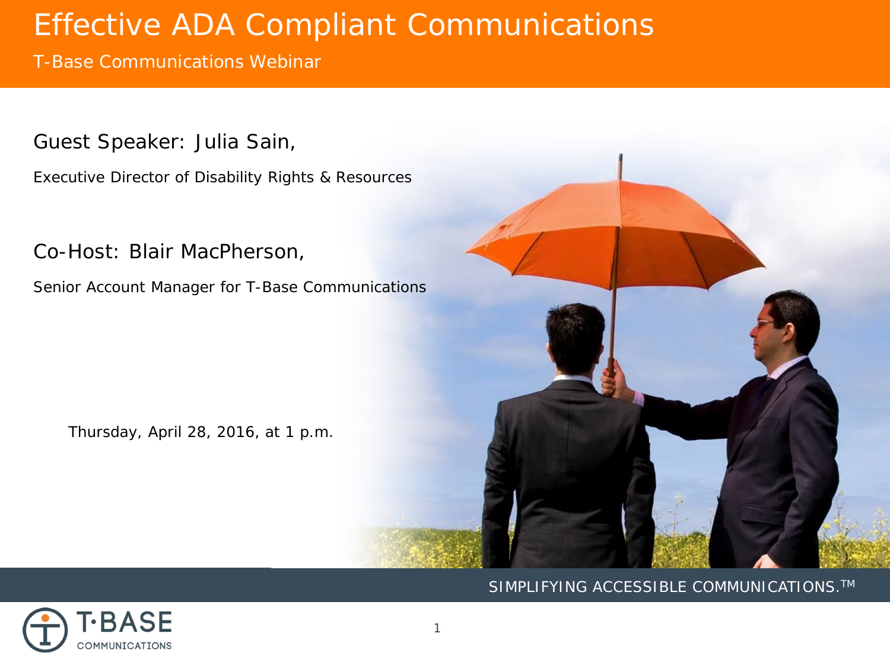# Effective ADA Compliant Communications

T-Base Communications Webinar

Guest Speaker: Julia Sain,

Executive Director of Disability Rights & Resources

Co-Host: Blair MacPherson,

Senior Account Manager for T-Base Communications

Thursday, April 28, 2016, at 1 p.m.

SIMPLIFYING ACCESSIBLE COMMUNICATIONS.™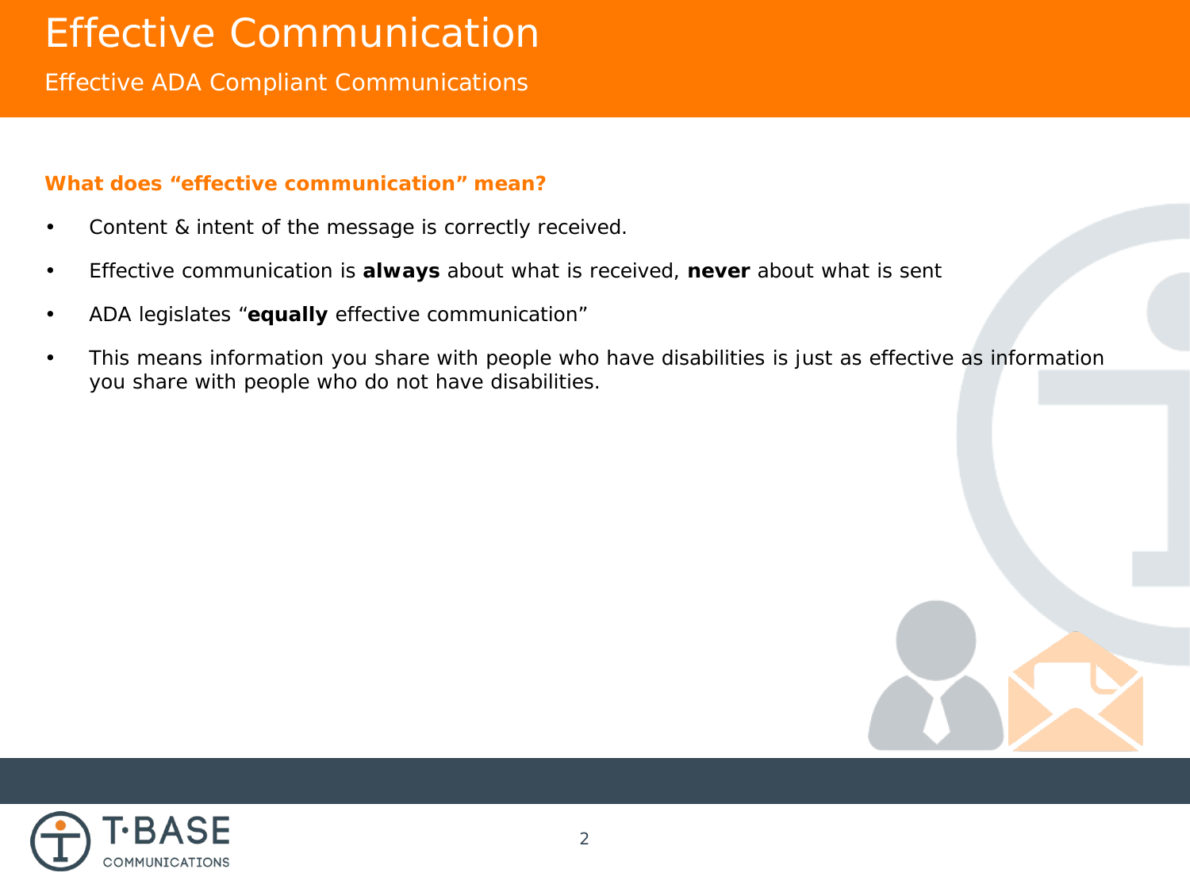# Effective Communication

## Effective ADA Compliant Communications

**What does “effective communication” mean?**

- Content & intent of the message is correctly received.
- Effective communication is **always** about what is received, **never** about what is sent
- ADA legislates “**equally** effective communication”
- This means information you share with people who have disabilities is just as effective as information you share with people who do not have disabilities.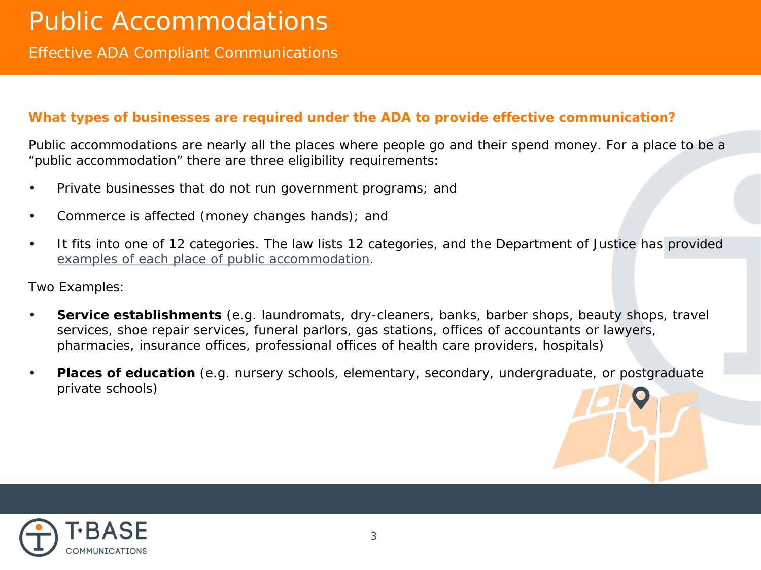# Public Accommodations

## Effective ADA Compliant Communications

### What types of businesses are required under the ADA to provide effective communication?

Public accommodations are nearly all the places where people go and their spend money. For a place to be a "public accommodation" there are three eligibility requirements:

- Private businesses that do not run government programs; and
- Commerce is affected (money changes hands); and
- It fits into one of 12 categories. The law lists 12 categories, and the Department of Justice has provided examples of each place of public accommodation.

Two Examples:

- **Service establishments** (e.g. laundromats, dry-cleaners, banks, barber shops, beauty shops, travel services, shoe repair services, funeral parlors, gas stations, offices of accountants or lawyers, pharmacies, insurance offices, professional offices of health care providers, hospitals)
- **Places of education** (e.g. nursery schools, elementary, secondary, undergraduate, or postgraduate private schools)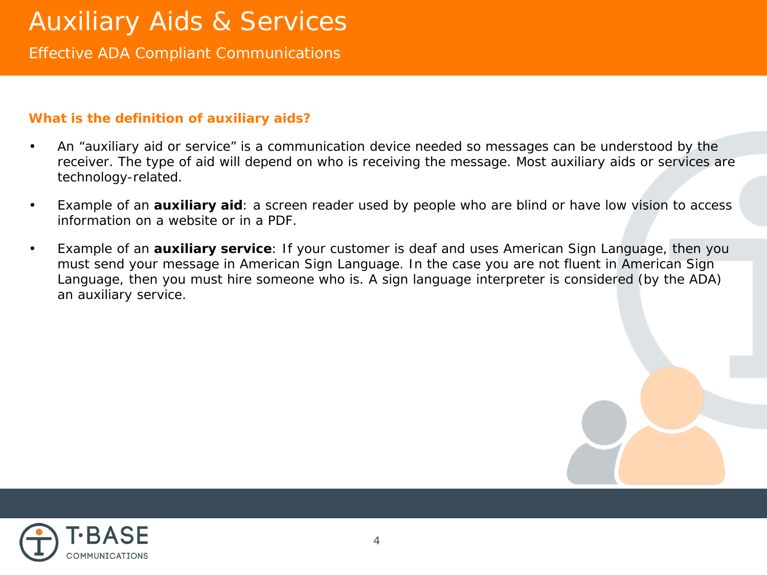# Auxiliary Aids & Services

## Effective ADA Compliant Communications

### What is the definition of auxiliary aids?

- An “auxiliary aid or service” is a communication device needed so messages can be understood by the receiver. The type of aid will depend on who is receiving the message. Most auxiliary aids or services are technology-related.
- Example of an **auxiliary aid**: a screen reader used by people who are blind or have low vision to access information on a website or in a PDF.
- Example of an **auxiliary service**: If your customer is deaf and uses American Sign Language, then you must send your message in American Sign Language. In the case you are not fluent in American Sign Language, then you must hire someone who is. A sign language interpreter is considered (by the ADA) an auxiliary service.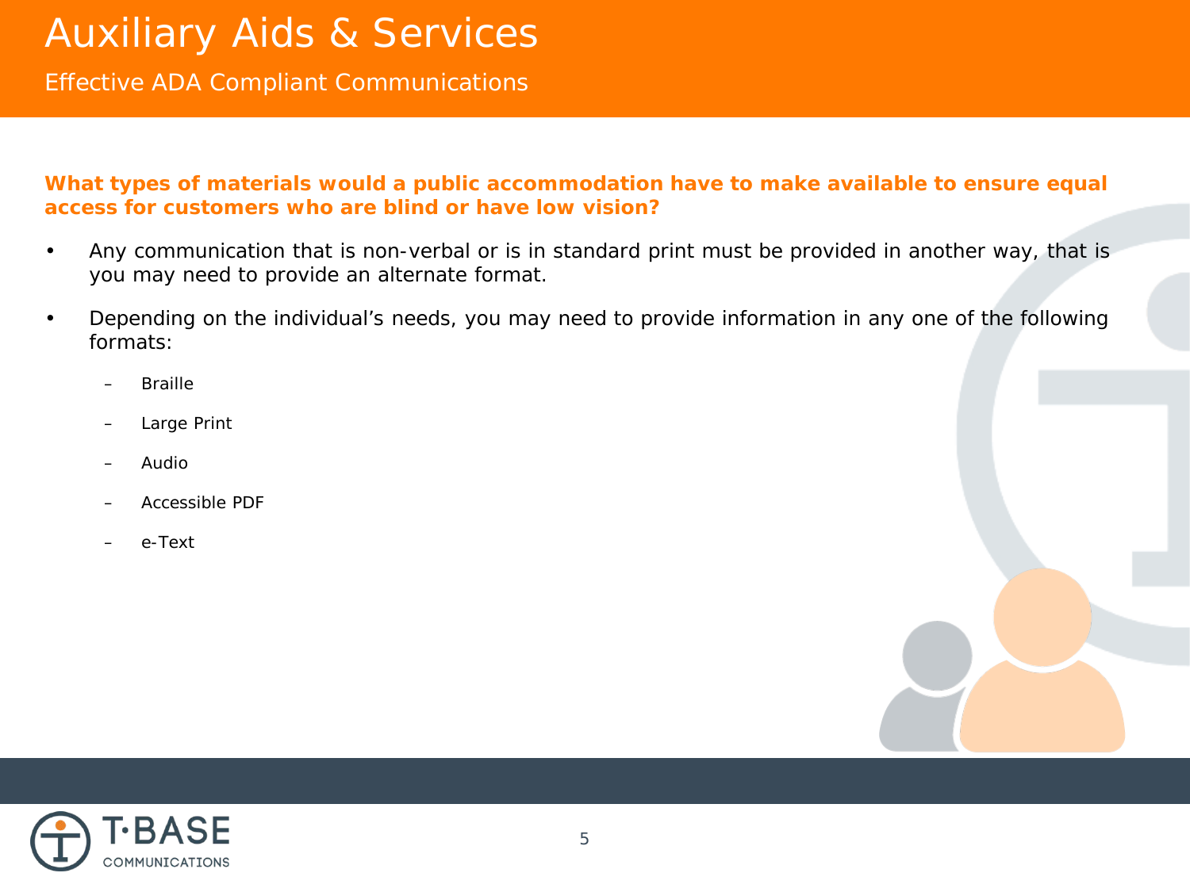# Auxiliary Aids & Services

## Effective ADA Compliant Communications

**What types of materials would a public accommodation have to make available to ensure equal access for customers who are blind or have low vision?**

- Any communication that is non-verbal or is in standard print must be provided in another way, that is you may need to provide an alternate format.
- Depending on the individual's needs, you may need to provide information in any one of the following formats:
  - Braille
  - Large Print
  - Audio
  - Accessible PDF
  - e-Text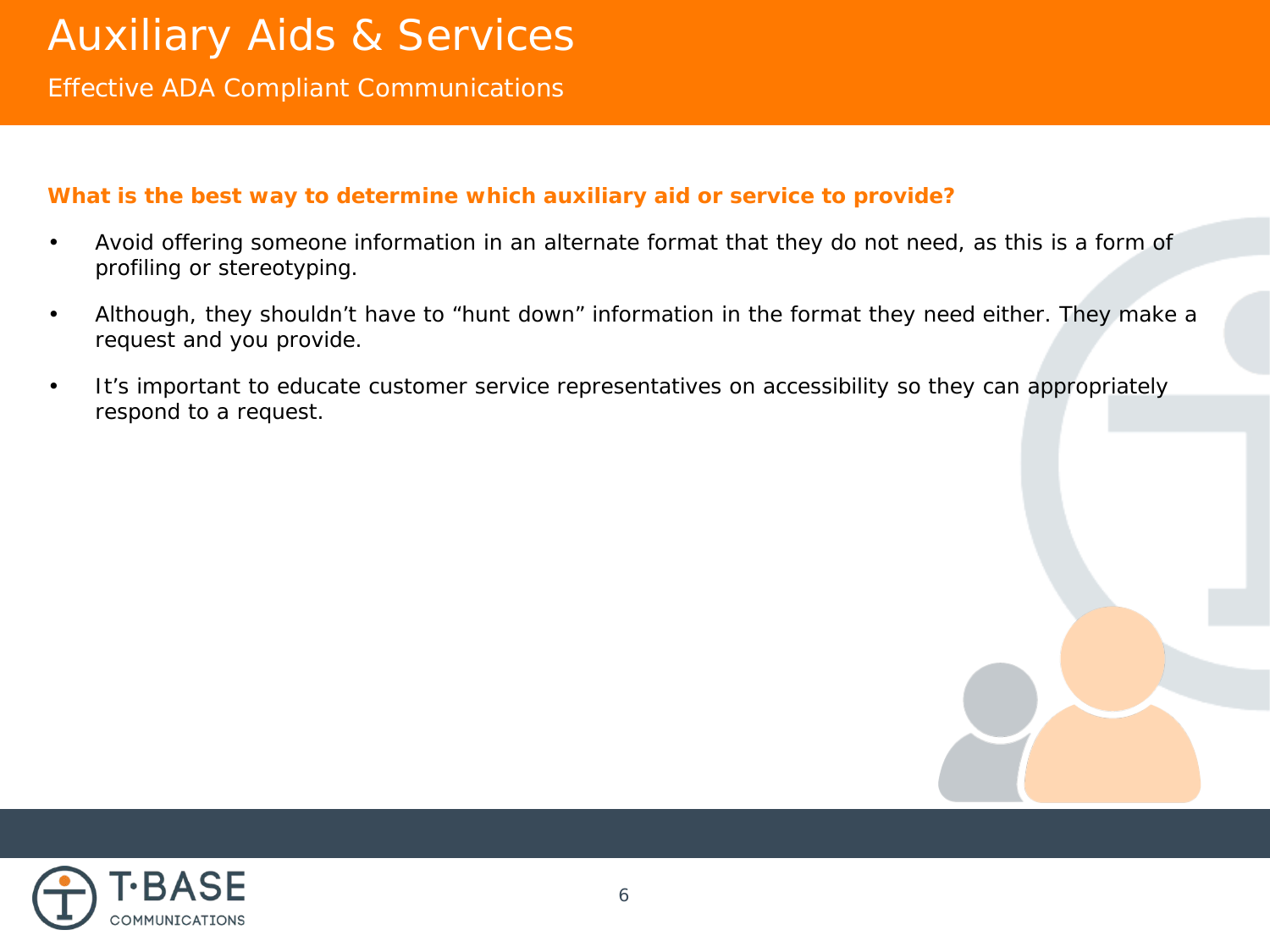# Auxiliary Aids & Services

## Effective ADA Compliant Communications

**What is the best way to determine which auxiliary aid or service to provide?**

- Avoid offering someone information in an alternate format that they do not need, as this is a form of profiling or stereotyping.
- Although, they shouldn't have to "hunt down" information in the format they need either. They make a request and you provide.
- It's important to educate customer service representatives on accessibility so they can appropriately respond to a request.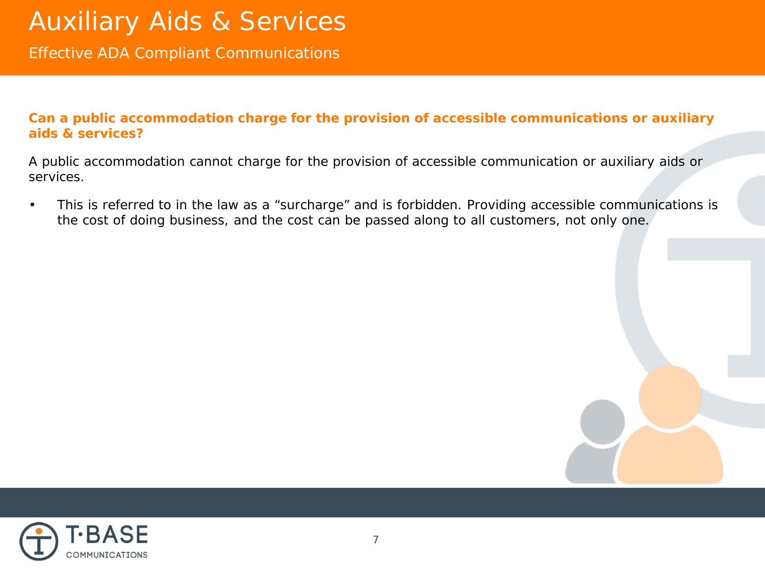# Auxiliary Aids & Services

## Effective ADA Compliant Communications

**Can a public accommodation charge for the provision of accessible communications or auxiliary aids & services?**

A public accommodation cannot charge for the provision of accessible communication or auxiliary aids or services.

- This is referred to in the law as a “surcharge” and is forbidden. Providing accessible communications is the cost of doing business, and the cost can be passed along to all customers, not only one.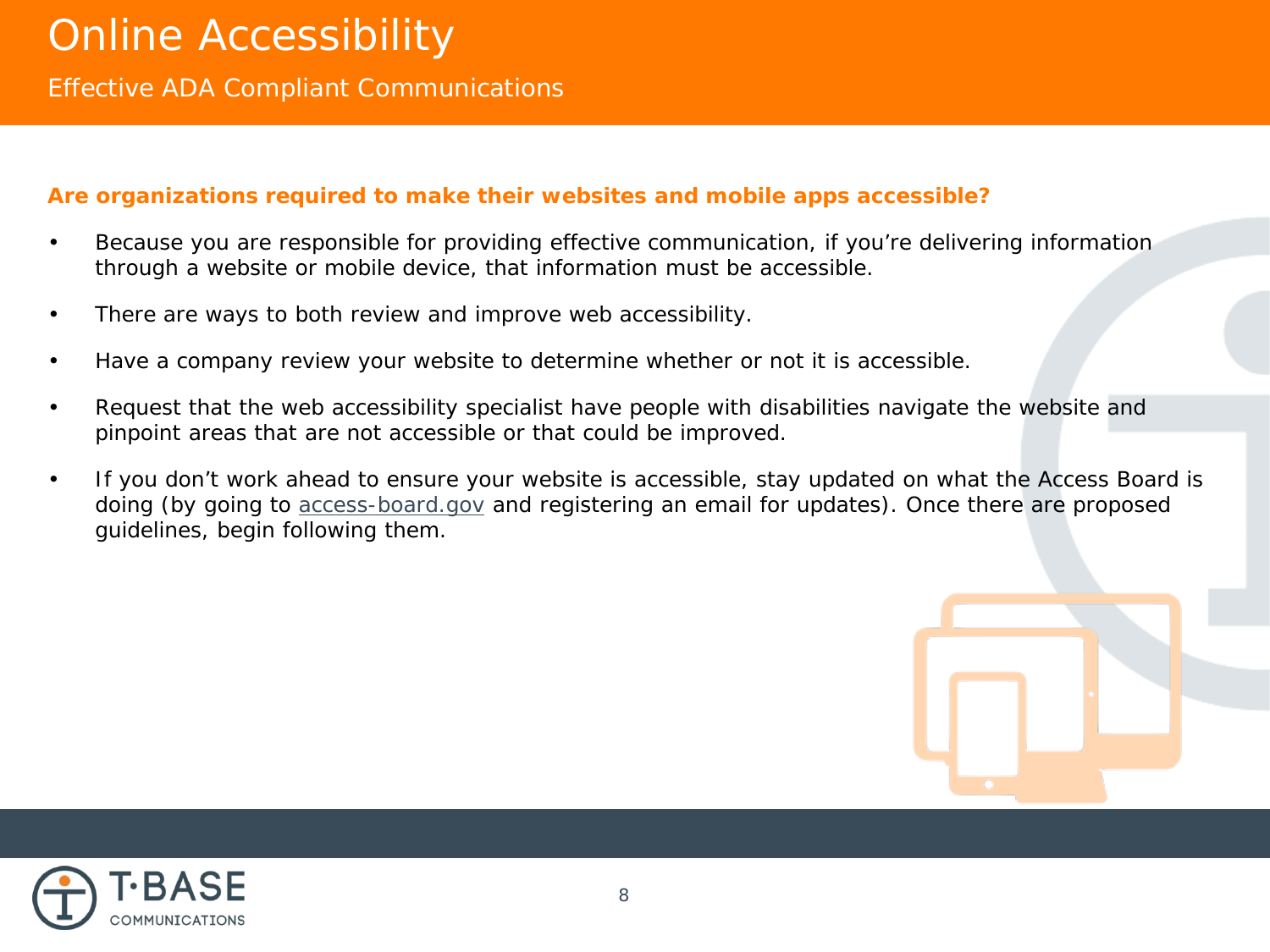# Online Accessibility

## Effective ADA Compliant Communications

**Are organizations required to make their websites and mobile apps accessible?**

- Because you are responsible for providing effective communication, if you're delivering information through a website or mobile device, that information must be accessible.
- There are ways to both review and improve web accessibility.
- Have a company review your website to determine whether or not it is accessible.
- Request that the web accessibility specialist have people with disabilities navigate the website and pinpoint areas that are not accessible or that could be improved.
- If you don't work ahead to ensure your website is accessible, stay updated on what the Access Board is doing (by going to access-board.gov and registering an email for updates). Once there are proposed guidelines, begin following them.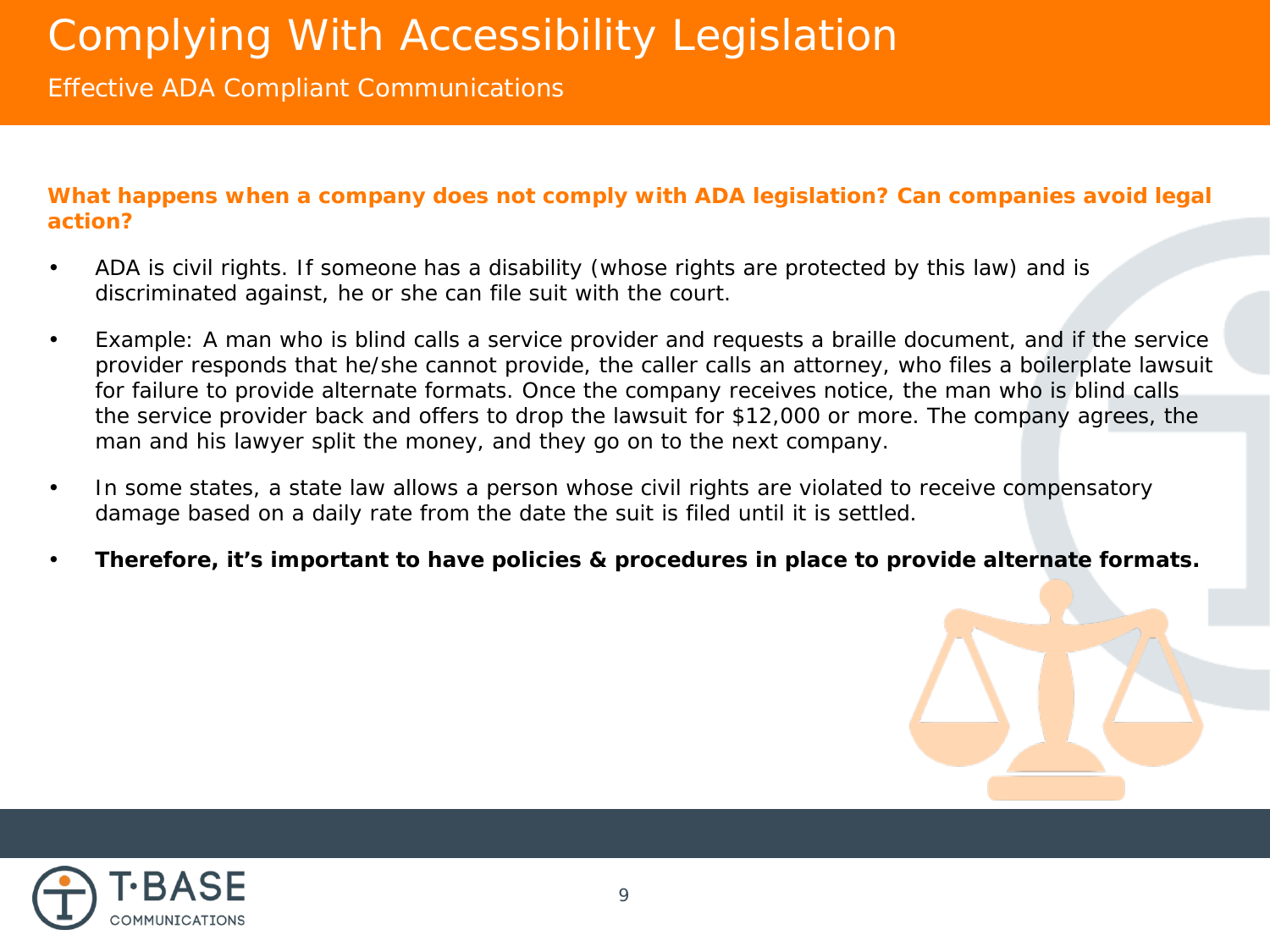# Complying With Accessibility Legislation

## Effective ADA Compliant Communications

**What happens when a company does not comply with ADA legislation? Can companies avoid legal action?**

- ADA is civil rights. If someone has a disability (whose rights are protected by this law) and is discriminated against, he or she can file suit with the court.
- Example: A man who is blind calls a service provider and requests a braille document, and if the service provider responds that he/she cannot provide, the caller calls an attorney, who files a boilerplate lawsuit for failure to provide alternate formats. Once the company receives notice, the man who is blind calls the service provider back and offers to drop the lawsuit for $12,000 or more. The company agrees, the man and his lawyer split the money, and they go on to the next company.
- In some states, a state law allows a person whose civil rights are violated to receive compensatory damage based on a daily rate from the date the suit is filed until it is settled.
- **Therefore, it's important to have policies & procedures in place to provide alternate formats.**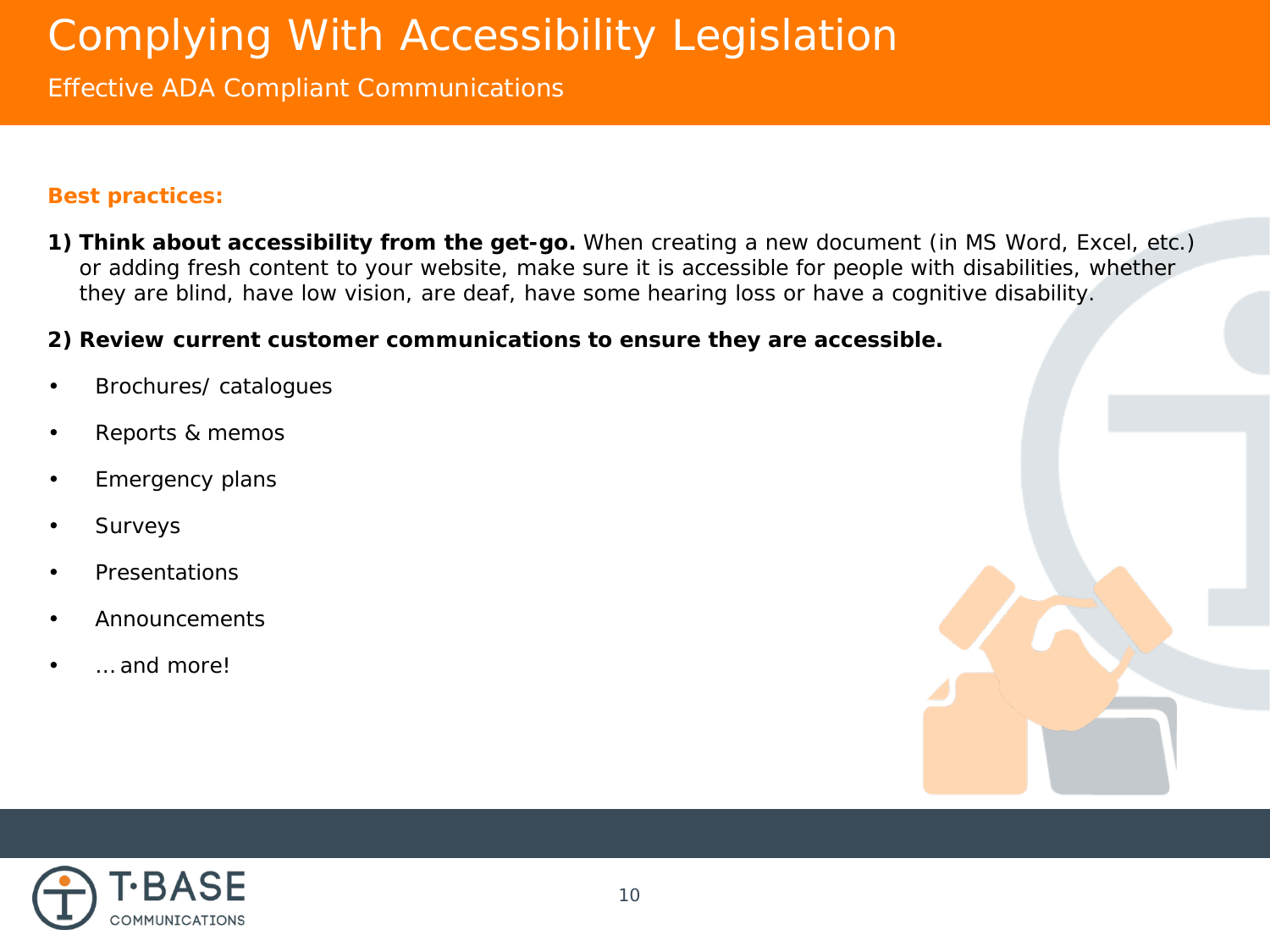# Complying With Accessibility Legislation

## Effective ADA Compliant Communications

**Best practices:**

1) **Think about accessibility from the get-go.** When creating a new document (in MS Word, Excel, etc.) or adding fresh content to your website, make sure it is accessible for people with disabilities, whether they are blind, have low vision, are deaf, have some hearing loss or have a cognitive disability.

2) **Review current customer communications to ensure they are accessible.**

- Brochures/ catalogues
- Reports & memos
- Emergency plans
- Surveys
- Presentations
- Announcements
- … and more!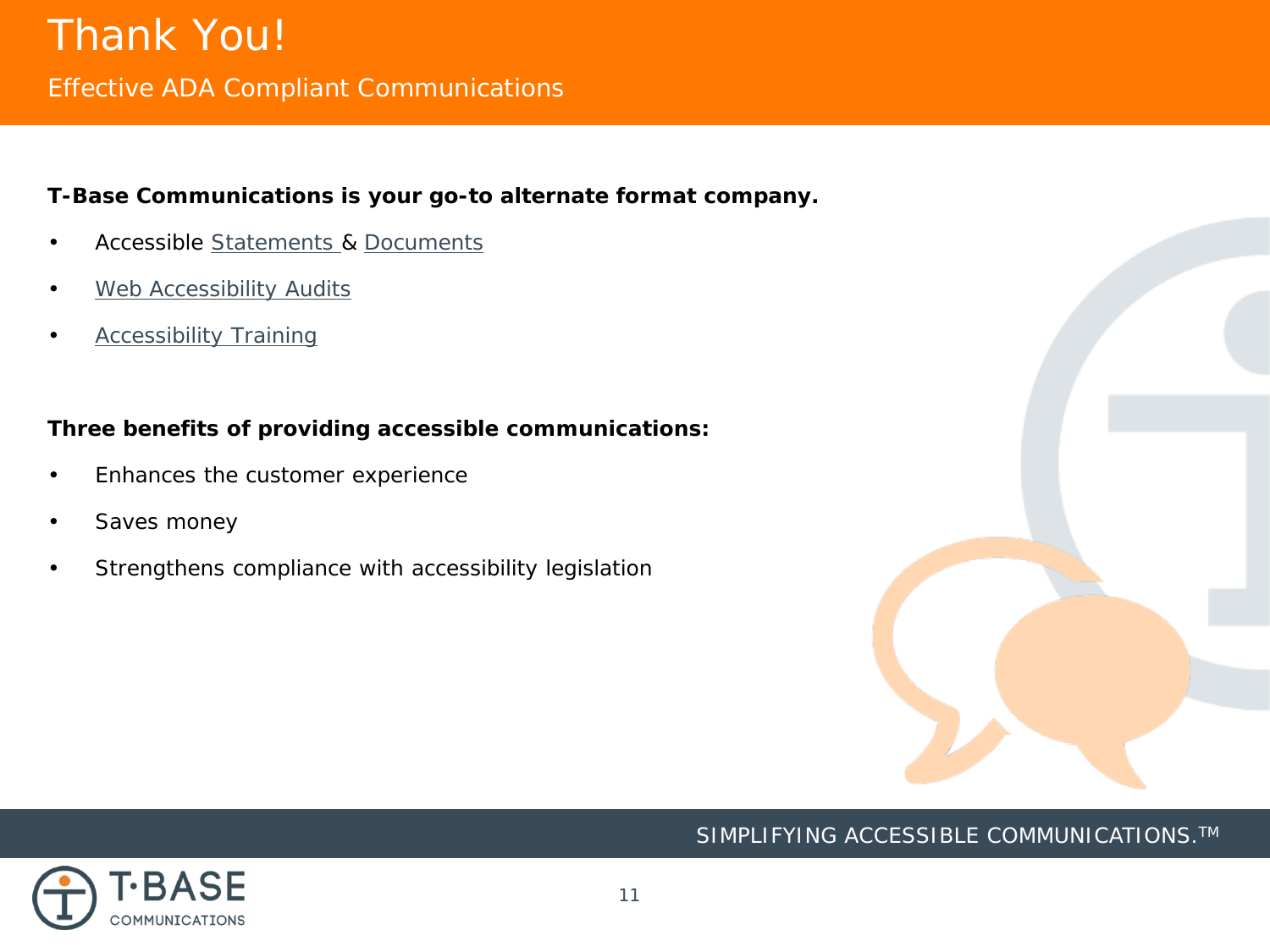# Thank You!

## Effective ADA Compliant Communications

**T-Base Communications is your go-to alternate format company.**

- Accessible Statements & Documents
- Web Accessibility Audits
- Accessibility Training

**Three benefits of providing accessible communications:**

- Enhances the customer experience
- Saves money
- Strengthens compliance with accessibility legislation

SIMPLIFYING ACCESSIBLE COMMUNICATIONS.™

T·BASE COMMUNICATIONS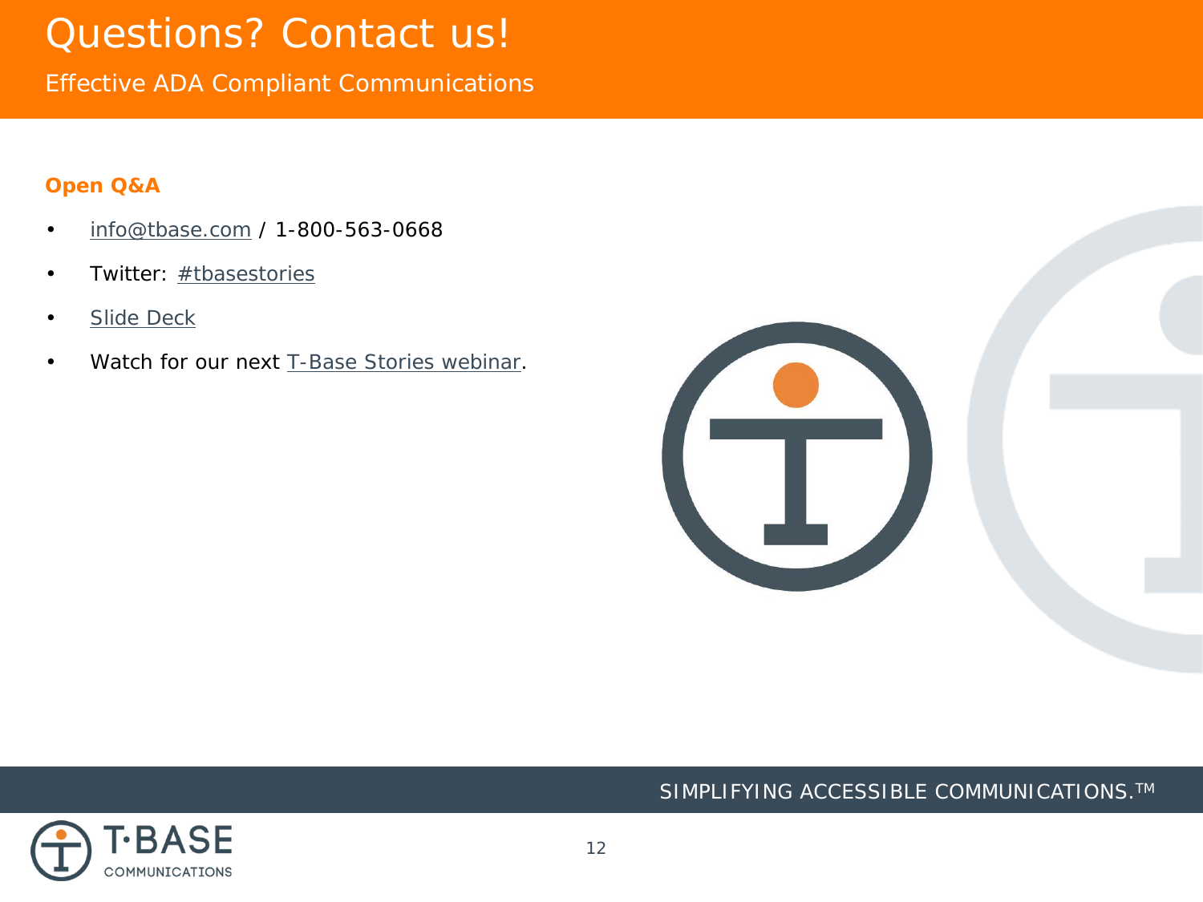# Questions? Contact us!

## Effective ADA Compliant Communications

**Open Q&A**

- info@tbase.com / 1-800-563-0668
- Twitter: #tbasestories
- Slide Deck
- Watch for our next T-Base Stories webinar.

SIMPLIFYING ACCESSIBLE COMMUNICATIONS.™